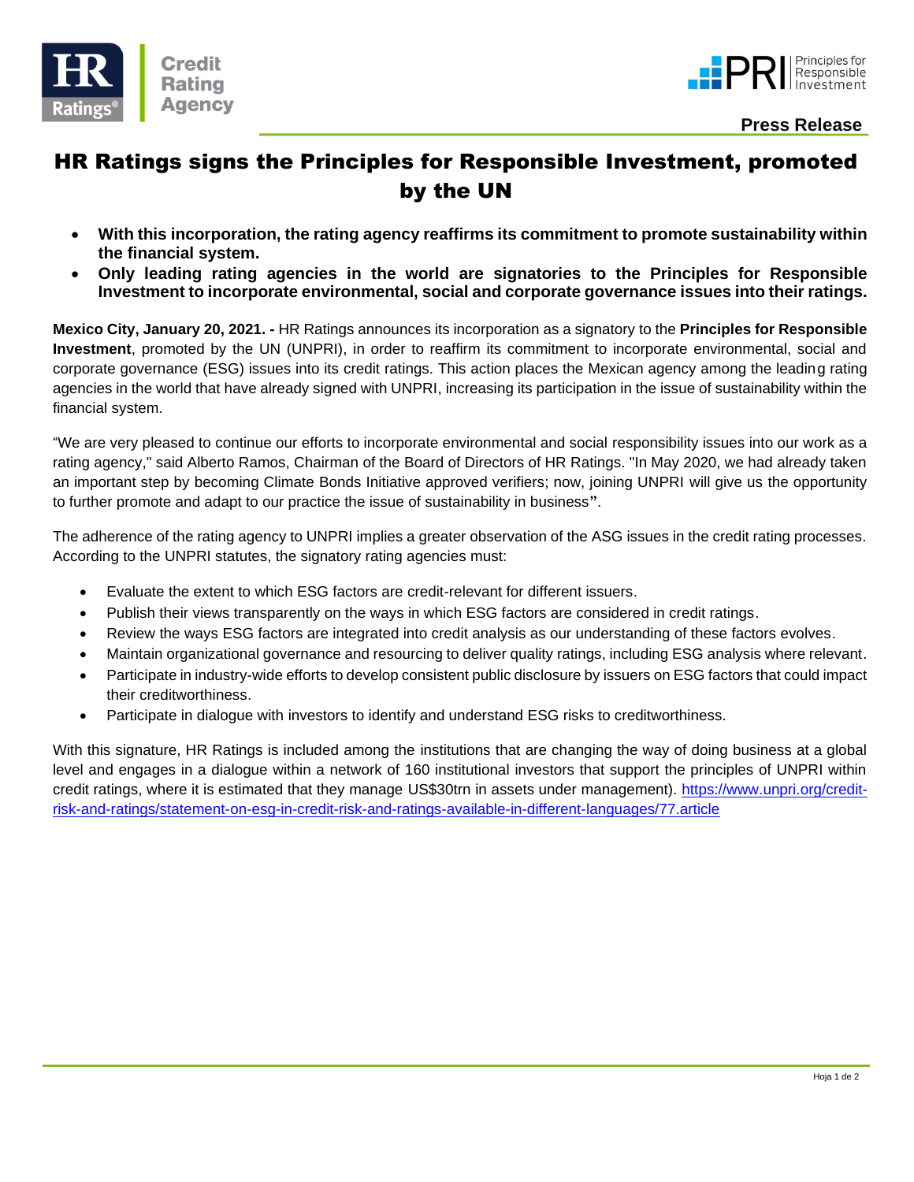Credit Rating Agency

Press Release

# HR Ratings signs the Principles for Responsible Investment, promoted by the UN

- **With this incorporation, the rating agency reaffirms its commitment to promote sustainability within the financial system.**
- **Only leading rating agencies in the world are signatories to the Principles for Responsible Investment to incorporate environmental, social and corporate governance issues into their ratings.**

**Mexico City, January 20, 2021. -** HR Ratings announces its incorporation as a signatory to the **Principles for Responsible Investment**, promoted by the UN (UNPRI), in order to reaffirm its commitment to incorporate environmental, social and corporate governance (ESG) issues into its credit ratings. This action places the Mexican agency among the leading rating agencies in the world that have already signed with UNPRI, increasing its participation in the issue of sustainability within the financial system.

"We are very pleased to continue our efforts to incorporate environmental and social responsibility issues into our work as a rating agency," said Alberto Ramos, Chairman of the Board of Directors of HR Ratings. "In May 2020, we had already taken an important step by becoming Climate Bonds Initiative approved verifiers; now, joining UNPRI will give us the opportunity to further promote and adapt to our practice the issue of sustainability in business".

The adherence of the rating agency to UNPRI implies a greater observation of the ASG issues in the credit rating processes. According to the UNPRI statutes, the signatory rating agencies must:

- Evaluate the extent to which ESG factors are credit-relevant for different issuers.
- Publish their views transparently on the ways in which ESG factors are considered in credit ratings.
- Review the ways ESG factors are integrated into credit analysis as our understanding of these factors evolves.
- Maintain organizational governance and resourcing to deliver quality ratings, including ESG analysis where relevant.
- Participate in industry-wide efforts to develop consistent public disclosure by issuers on ESG factors that could impact their creditworthiness.
- Participate in dialogue with investors to identify and understand ESG risks to creditworthiness.

With this signature, HR Ratings is included among the institutions that are changing the way of doing business at a global level and engages in a dialogue within a network of 160 institutional investors that support the principles of UNPRI within credit ratings, where it is estimated that they manage US$30trn in assets under management). https://www.unpri.org/credit-risk-and-ratings/statement-on-esg-in-credit-risk-and-ratings-available-in-different-languages/77.article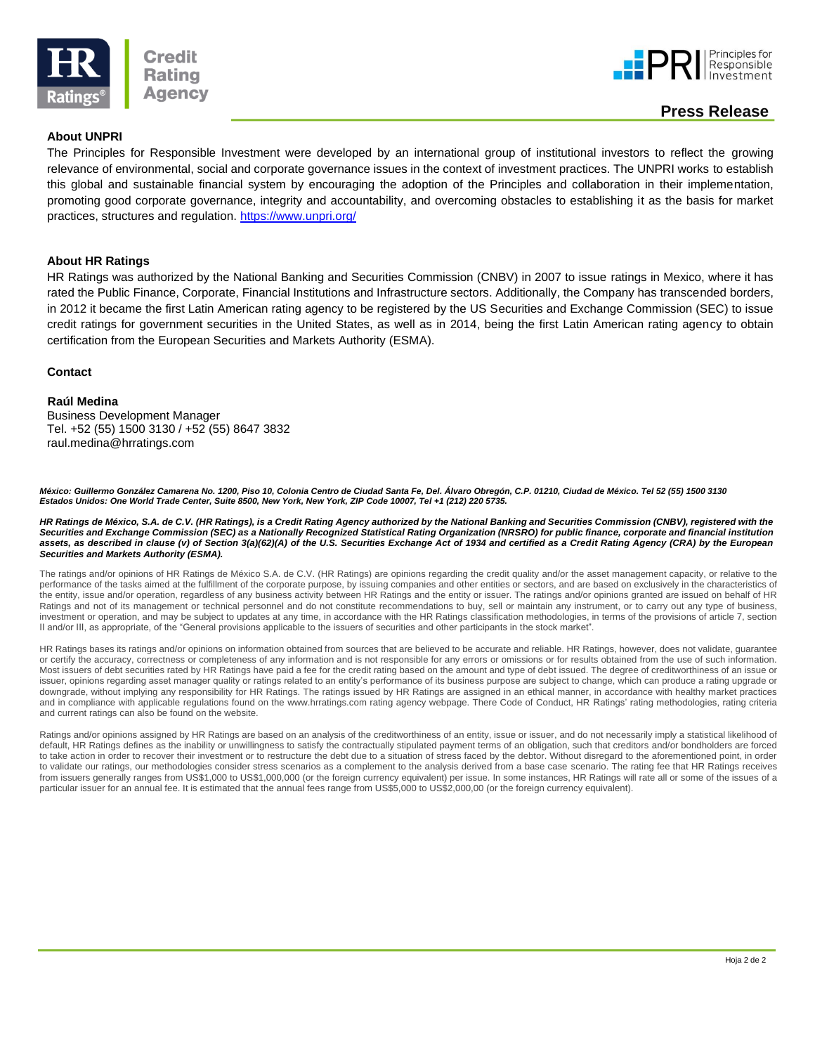**Press Release**

### About UNPRI

The Principles for Responsible Investment were developed by an international group of institutional investors to reflect the growing relevance of environmental, social and corporate governance issues in the context of investment practices. The UNPRI works to establish this global and sustainable financial system by encouraging the adoption of the Principles and collaboration in their implementation, promoting good corporate governance, integrity and accountability, and overcoming obstacles to establishing it as the basis for market practices, structures and regulation. https://www.unpri.org/

### About HR Ratings

HR Ratings was authorized by the National Banking and Securities Commission (CNBV) in 2007 to issue ratings in Mexico, where it has rated the Public Finance, Corporate, Financial Institutions and Infrastructure sectors. Additionally, the Company has transcended borders, in 2012 it became the first Latin American rating agency to be registered by the US Securities and Exchange Commission (SEC) to issue credit ratings for government securities in the United States, as well as in 2014, being the first Latin American rating agency to obtain certification from the European Securities and Markets Authority (ESMA).

### Contact

**Raúl Medina**
Business Development Manager
Tel. +52 (55) 1500 3130 / +52 (55) 8647 3832
raul.medina@hrratings.com

***México: Guillermo González Camarena No. 1200, Piso 10, Colonia Centro de Ciudad Santa Fe, Del. Álvaro Obregón, C.P. 01210, Ciudad de México. Tel 52 (55) 1500 3130***
***Estados Unidos: One World Trade Center, Suite 8500, New York, New York, ZIP Code 10007, Tel +1 (212) 220 5735.***

***HR Ratings de México, S.A. de C.V. (HR Ratings), is a Credit Rating Agency authorized by the National Banking and Securities Commission (CNBV), registered with the Securities and Exchange Commission (SEC) as a Nationally Recognized Statistical Rating Organization (NRSRO) for public finance, corporate and financial institution assets, as described in clause (v) of Section 3(a)(62)(A) of the U.S. Securities Exchange Act of 1934 and certified as a Credit Rating Agency (CRA) by the European Securities and Markets Authority (ESMA).***

The ratings and/or opinions of HR Ratings de México S.A. de C.V. (HR Ratings) are opinions regarding the credit quality and/or the asset management capacity, or relative to the performance of the tasks aimed at the fulfillment of the corporate purpose, by issuing companies and other entities or sectors, and are based on exclusively in the characteristics of the entity, issue and/or operation, regardless of any business activity between HR Ratings and the entity or issuer. The ratings and/or opinions granted are issued on behalf of HR Ratings and not of its management or technical personnel and do not constitute recommendations to buy, sell or maintain any instrument, or to carry out any type of business, investment or operation, and may be subject to updates at any time, in accordance with the HR Ratings classification methodologies, in terms of the provisions of article 7, section II and/or III, as appropriate, of the "General provisions applicable to the issuers of securities and other participants in the stock market".

HR Ratings bases its ratings and/or opinions on information obtained from sources that are believed to be accurate and reliable. HR Ratings, however, does not validate, guarantee or certify the accuracy, correctness or completeness of any information and is not responsible for any errors or omissions or for results obtained from the use of such information. Most issuers of debt securities rated by HR Ratings have paid a fee for the credit rating based on the amount and type of debt issued. The degree of creditworthiness of an issue or issuer, opinions regarding asset manager quality or ratings related to an entity's performance of its business purpose are subject to change, which can produce a rating upgrade or downgrade, without implying any responsibility for HR Ratings. The ratings issued by HR Ratings are assigned in an ethical manner, in accordance with healthy market practices and in compliance with applicable regulations found on the www.hrratings.com rating agency webpage. There Code of Conduct, HR Ratings' rating methodologies, rating criteria and current ratings can also be found on the website.

Ratings and/or opinions assigned by HR Ratings are based on an analysis of the creditworthiness of an entity, issue or issuer, and do not necessarily imply a statistical likelihood of default, HR Ratings defines as the inability or unwillingness to satisfy the contractually stipulated payment terms of an obligation, such that creditors and/or bondholders are forced to take action in order to recover their investment or to restructure the debt due to a situation of stress faced by the debtor. Without disregard to the aforementioned point, in order to validate our ratings, our methodologies consider stress scenarios as a complement to the analysis derived from a base case scenario. The rating fee that HR Ratings receives from issuers generally ranges from US$1,000 to US$1,000,000 (or the foreign currency equivalent) per issue. In some instances, HR Ratings will rate all or some of the issues of a particular issuer for an annual fee. It is estimated that the annual fees range from US$5,000 to US$2,000,00 (or the foreign currency equivalent).